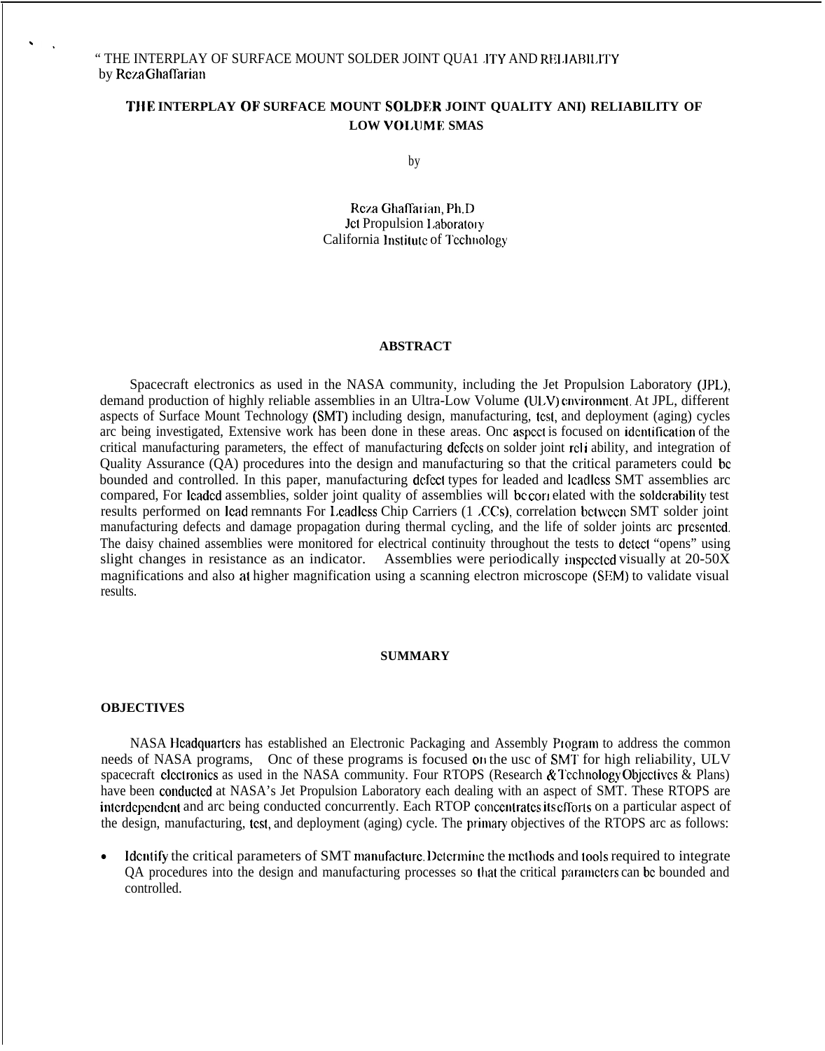" THE INTERPLAY OF SURFACE MOUNT SOLDER JOINT QUALITY AND RELIABILITY
by Reza Ghaffarian

# THE INTERPLAY OF SURFACE MOUNT SOLDER JOINT QUALITY AND RELIABILITY OF LOW VOLUME SMAS

by

Reza Ghaffarian, Ph.D
Jet Propulsion Laboratory
California Institute of Technology

## ABSTRACT

Spacecraft electronics as used in the NASA community, including the Jet Propulsion Laboratory (JPL), demand production of highly reliable assemblies in an Ultra-Low Volume (ULV) environment. At JPL, different aspects of Surface Mount Technology (SMT) including design, manufacturing, test, and deployment (aging) cycles are being investigated, Extensive work has been done in these areas. One aspect is focused on identification of the critical manufacturing parameters, the effect of manufacturing defects on solder joint reliability, and integration of Quality Assurance (QA) procedures into the design and manufacturing so that the critical parameters could be bounded and controlled. In this paper, manufacturing defect types for leaded and leadless SMT assemblies are compared, For leaded assemblies, solder joint quality of assemblies will be correlated with the solderability test results performed on lead remnants For Leadless Chip Carriers (LCCs), correlation between SMT solder joint manufacturing defects and damage propagation during thermal cycling, and the life of solder joints are presented. The daisy chained assemblies were monitored for electrical continuity throughout the tests to detect "opens" using slight changes in resistance as an indicator. Assemblies were periodically inspected visually at 20-50X magnifications and also at higher magnification using a scanning electron microscope (SEM) to validate visual results.

## SUMMARY

### OBJECTIVES

NASA Headquarters has established an Electronic Packaging and Assembly Program to address the common needs of NASA programs, One of these programs is focused on the use of SMT for high reliability, ULV spacecraft electronics as used in the NASA community. Four RTOPS (Research & Technology Objectives & Plans) have been conducted at NASA's Jet Propulsion Laboratory each dealing with an aspect of SMT. These RTOPS are interdependent and are being conducted concurrently. Each RTOP concentrates its efforts on a particular aspect of the design, manufacturing, test, and deployment (aging) cycle. The primary objectives of the RTOPS are as follows:

- Identify the critical parameters of SMT manufacture. Determine the methods and tools required to integrate QA procedures into the design and manufacturing processes so that the critical parameters can be bounded and controlled.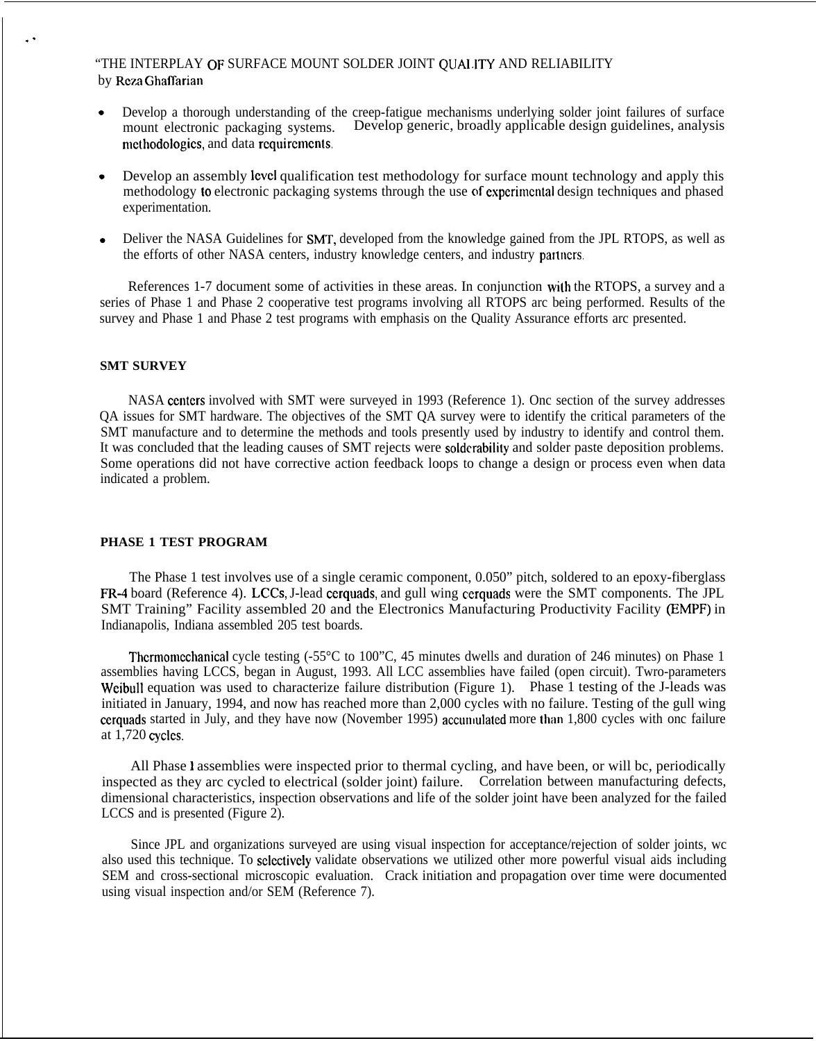"THE INTERPLAY OF SURFACE MOUNT SOLDER JOINT QUALITY AND RELIABILITY
by Reza Ghaffarian

- Develop a thorough understanding of the creep-fatigue mechanisms underlying solder joint failures of surface mount electronic packaging systems. Develop generic, broadly applicable design guidelines, analysis methodologies, and data requirements.
- Develop an assembly level qualification test methodology for surface mount technology and apply this methodology to electronic packaging systems through the use of experimental design techniques and phased experimentation.
- Deliver the NASA Guidelines for SMT, developed from the knowledge gained from the JPL RTOPS, as well as the efforts of other NASA centers, industry knowledge centers, and industry partners.

References 1-7 document some of activities in these areas. In conjunction with the RTOPS, a survey and a series of Phase 1 and Phase 2 cooperative test programs involving all RTOPS arc being performed. Results of the survey and Phase 1 and Phase 2 test programs with emphasis on the Quality Assurance efforts arc presented.

**SMT SURVEY**

NASA centers involved with SMT were surveyed in 1993 (Reference 1). Onc section of the survey addresses QA issues for SMT hardware. The objectives of the SMT QA survey were to identify the critical parameters of the SMT manufacture and to determine the methods and tools presently used by industry to identify and control them. It was concluded that the leading causes of SMT rejects were solderability and solder paste deposition problems. Some operations did not have corrective action feedback loops to change a design or process even when data indicated a problem.

**PHASE 1 TEST PROGRAM**

The Phase 1 test involves use of a single ceramic component, 0.050" pitch, soldered to an epoxy-fiberglass FR-4 board (Reference 4). LCCs, J-lead cerquads, and gull wing cerquads were the SMT components. The JPL SMT Training" Facility assembled 20 and the Electronics Manufacturing Productivity Facility (EMPF) in Indianapolis, Indiana assembled 205 test boards.

Thermomechanical cycle testing (-55°C to 100"C, 45 minutes dwells and duration of 246 minutes) on Phase 1 assemblies having LCCS, began in August, 1993. All LCC assemblies have failed (open circuit). Twro-parameters Weibull equation was used to characterize failure distribution (Figure 1). Phase 1 testing of the J-leads was initiated in January, 1994, and now has reached more than 2,000 cycles with no failure. Testing of the gull wing cerquads started in July, and they have now (November 1995) accumulated more than 1,800 cycles with onc failure at 1,720 cycles.

All Phase 1 assemblies were inspected prior to thermal cycling, and have been, or will bc, periodically inspected as they arc cycled to electrical (solder joint) failure. Correlation between manufacturing defects, dimensional characteristics, inspection observations and life of the solder joint have been analyzed for the failed LCCS and is presented (Figure 2).

Since JPL and organizations surveyed are using visual inspection for acceptance/rejection of solder joints, wc also used this technique. To selectively validate observations we utilized other more powerful visual aids including SEM and cross-sectional microscopic evaluation. Crack initiation and propagation over time were documented using visual inspection and/or SEM (Reference 7).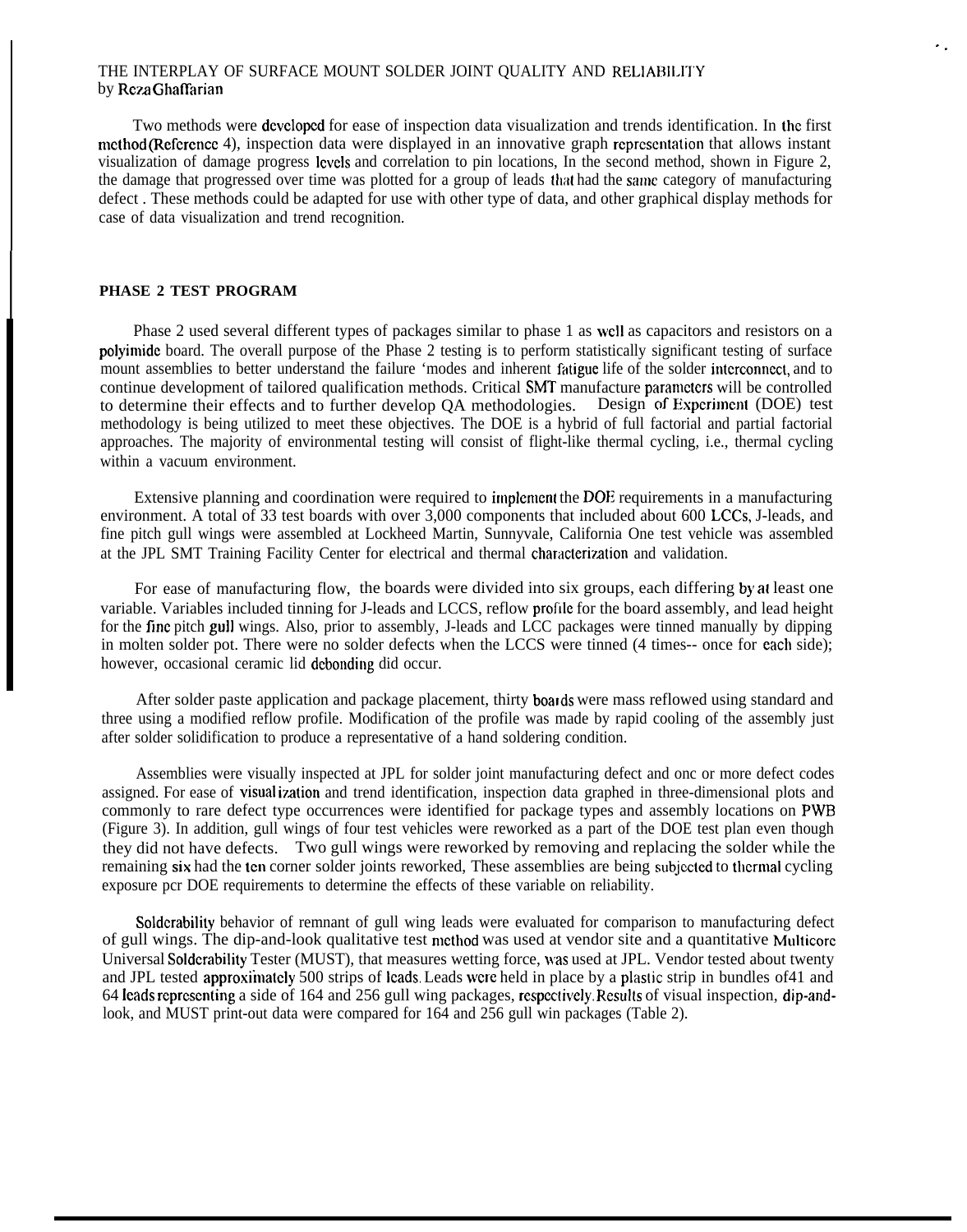THE INTERPLAY OF SURFACE MOUNT SOLDER JOINT QUALITY AND RELIABILITY
by Reza Ghaffarian

Two methods were developed for ease of inspection data visualization and trends identification. In the first method (Reference 4), inspection data were displayed in an innovative graph representation that allows instant visualization of damage progress levels and correlation to pin locations, In the second method, shown in Figure 2, the damage that progressed over time was plotted for a group of leads that had the same category of manufacturing defect . These methods could be adapted for use with other type of data, and other graphical display methods for case of data visualization and trend recognition.

## PHASE 2 TEST PROGRAM

Phase 2 used several different types of packages similar to phase 1 as well as capacitors and resistors on a polyimide board. The overall purpose of the Phase 2 testing is to perform statistically significant testing of surface mount assemblies to better understand the failure 'modes and inherent fatigue life of the solder interconnect, and to continue development of tailored qualification methods. Critical SMT manufacture parameters will be controlled to determine their effects and to further develop QA methodologies. Design of Experiment (DOE) test methodology is being utilized to meet these objectives. The DOE is a hybrid of full factorial and partial factorial approaches. The majority of environmental testing will consist of flight-like thermal cycling, i.e., thermal cycling within a vacuum environment.

Extensive planning and coordination were required to implement the DOE requirements in a manufacturing environment. A total of 33 test boards with over 3,000 components that included about 600 LCCs, J-leads, and fine pitch gull wings were assembled at Lockheed Martin, Sunnyvale, California One test vehicle was assembled at the JPL SMT Training Facility Center for electrical and thermal characterization and validation.

For ease of manufacturing flow, the boards were divided into six groups, each differing by at least one variable. Variables included tinning for J-leads and LCCS, reflow profile for the board assembly, and lead height for the fine pitch gull wings. Also, prior to assembly, J-leads and LCC packages were tinned manually by dipping in molten solder pot. There were no solder defects when the LCCS were tinned (4 times-- once for each side); however, occasional ceramic lid debonding did occur.

After solder paste application and package placement, thirty boards were mass reflowed using standard and three using a modified reflow profile. Modification of the profile was made by rapid cooling of the assembly just after solder solidification to produce a representative of a hand soldering condition.

Assemblies were visually inspected at JPL for solder joint manufacturing defect and one or more defect codes assigned. For ease of visualization and trend identification, inspection data graphed in three-dimensional plots and commonly to rare defect type occurrences were identified for package types and assembly locations on PWB (Figure 3). In addition, gull wings of four test vehicles were reworked as a part of the DOE test plan even though they did not have defects. Two gull wings were reworked by removing and replacing the solder while the remaining six had the ten corner solder joints reworked, These assemblies are being subjected to thermal cycling exposure per DOE requirements to determine the effects of these variable on reliability.

Solderability behavior of remnant of gull wing leads were evaluated for comparison to manufacturing defect of gull wings. The dip-and-look qualitative test method was used at vendor site and a quantitative Multicore Universal Solderability Tester (MUST), that measures wetting force, was used at JPL. Vendor tested about twenty and JPL tested approximately 500 strips of leads. Leads were held in place by a plastic strip in bundles of41 and 64 leads representing a side of 164 and 256 gull wing packages, respectively. Results of visual inspection, dip-and-look, and MUST print-out data were compared for 164 and 256 gull win packages (Table 2).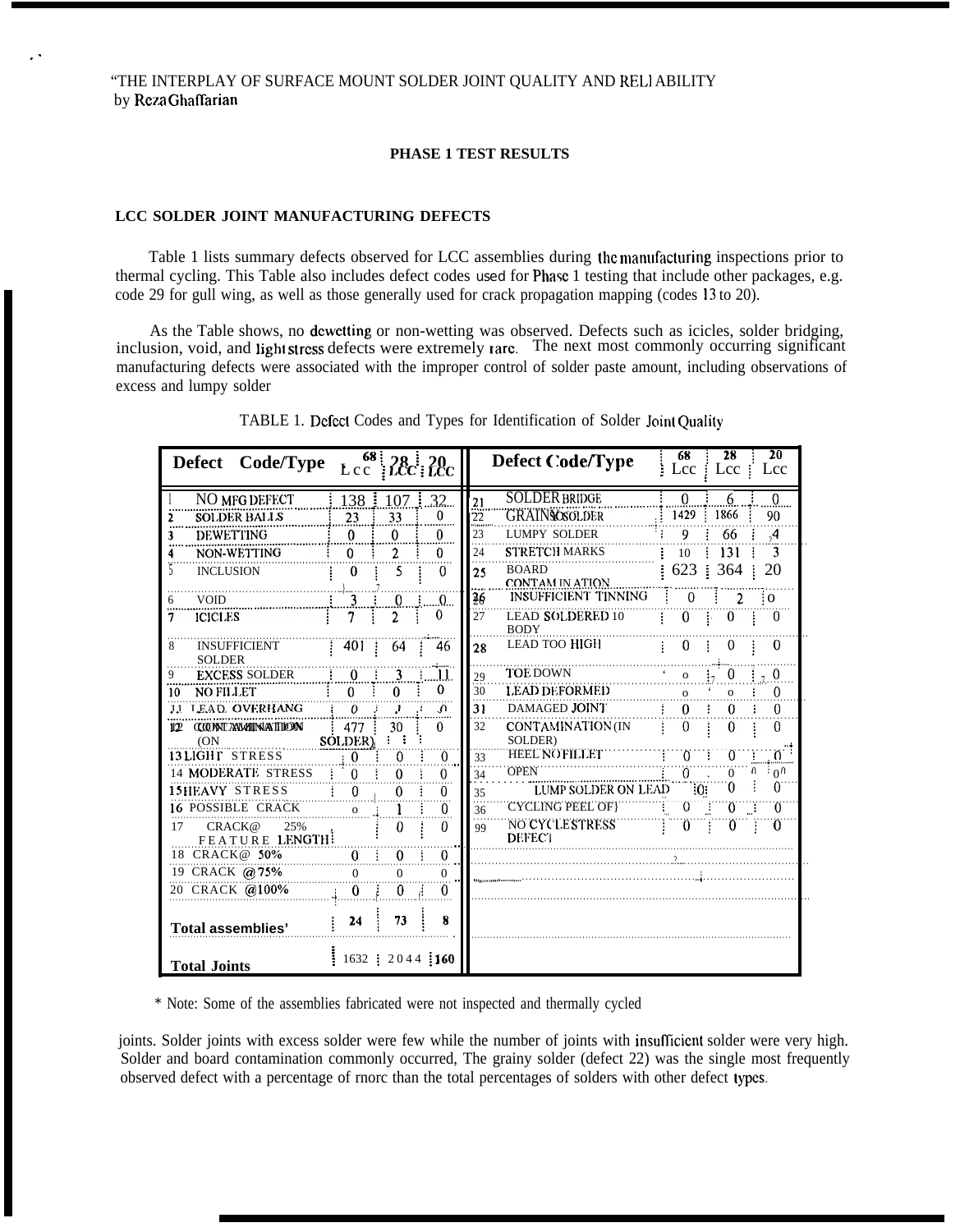"THE INTERPLAY OF SURFACE MOUNT SOLDER JOINT QUALITY AND RELIABILITY
by Reza Ghaffarian

**PHASE 1 TEST RESULTS**

**LCC SOLDER JOINT MANUFACTURING DEFECTS**

Table 1 lists summary defects observed for LCC assemblies during the manufacturing inspections prior to thermal cycling. This Table also includes defect codes used for Phase 1 testing that include other packages, e.g. code 29 for gull wing, as well as those generally used for crack propagation mapping (codes 13 to 20).

As the Table shows, no dewetting or non-wetting was observed. Defects such as icicles, solder bridging, inclusion, void, and light stress defects were extremely rare. The next most commonly occurring significant manufacturing defects were associated with the improper control of solder paste amount, including observations of excess and lumpy solder joints. Solder joints with excess solder were few while the number of joints with insufficient solder were very high. Solder and board contamination commonly occurred, The grainy solder (defect 22) was the single most frequently observed defect with a percentage of more than the total percentages of solders with other defect types.

TABLE 1. Defect Codes and Types for Identification of Solder Joint Quality

| Defect Code/Type | 68 LCC | 28 LCC | 20 LCC | Defect Code/Type | 68 Lcc | 28 Lcc | 20 Lcc |
|---|---|---|---|---|---|---|---|
| 1 NO MFG DEFECT | 138 | 107 | 32 | 21 SOLDER BRIDGE | 0 | 6 | 0 |
| 2 SOLDER BALLS | 23 | 33 | 0 | 22 GRAINY SOLDER | 1429 | 1866 | 90 |
| 3 DEWETTING | 0 | 0 | 0 | 23 LUMPY SOLDER | 9 | 66 | 4 |
| 4 NON-WETTING | 0 | 2 | 0 | 24 STRETCH MARKS | 10 | 131 | 3 |
| 5 INCLUSION | 0 | 5 | 0 | 25 BOARD CONTAMINATION | 623 | 364 | 20 |
| 6 VOID | 3 | 0 | 0 | 26 INSUFFICIENT TINNING | 0 | 2 | 0 |
| 7 ICICLES | 7 | 2 | 0 | 27 LEAD SOLDERED TO BODY | 0 | 0 | 0 |
| 8 INSUFFICIENT SOLDER | 401 | 64 | 46 | 28 LEAD TOO HIGH | 0 | 0 | 0 |
| 9 EXCESS SOLDER | 0 | 3 | 11 | 29 TOE DOWN | 0 | 0 | 0 |
| 10 NO FILLET | 0 | 0 | 0 | 30 LEAD DEFORMED | 0 | 0 | 0 |
| 11 LEAD OVERHANG | 0 | 0 | 0 | 31 DAMAGED JOINT | 0 | 0 | 0 |
| 12 CONTAMINATION (ON SOLDER) | 477 | 30 | 0 | 32 CONTAMINATION (IN SOLDER) | 0 | 0 | 0 |
| 13 LIGHT STRESS | 0 | 0 | 0 | 33 HEEL NO FILLET | 0 | 0 | 0 |
| 14 MODERATE STRESS | 0 | 0 | 0 | 34 OPEN | 0 | 0 | 0 |
| 15 HEAVY STRESS | 0 | 0 | 0 | 35 LUMP SOLDER ON LEAD | 0 | 0 | 0 |
| 16 POSSIBLE CRACK | 0 | 1 | 0 | 36 CYCLING PEEL OFF | 0 | 0 | 0 |
| 17 CRACK@ 25% FEATURE LENGTH | | 0 | 0 | 99 NO CYCLE STRESS DEFECT | 0 | 0 | 0 |
| 18 CRACK@ 50% | 0 | 0 | 0 | | | | |
| 19 CRACK @75% | 0 | 0 | 0 | | | | |
| 20 CRACK @100% | 0 | 0 | 0 | | | | |
| Total assemblies* | 24 | 73 | 8 | | | | |
| Total Joints | 1632 | 2044 | 160 | | | | |

\* Note: Some of the assemblies fabricated were not inspected and thermally cycled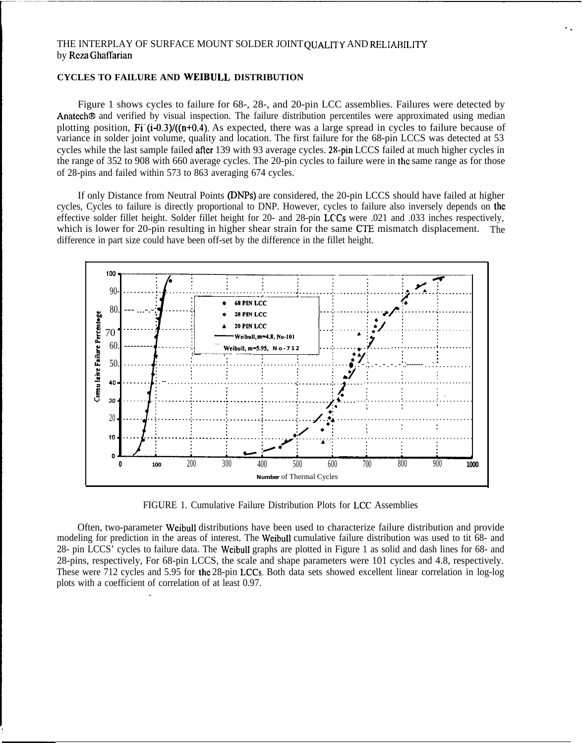THE INTERPLAY OF SURFACE MOUNT SOLDER JOINT QUALITY AND RELIABILITY
by Reza Ghaffarian

## CYCLES TO FAILURE AND WEIBULL DISTRIBUTION

Figure 1 shows cycles to failure for 68-, 28-, and 20-pin LCC assemblies. Failures were detected by Anatech® and verified by visual inspection. The failure distribution percentiles were approximated using median plotting position, $F_i = (i-0.3)/(n+0.4)$. As expected, there was a large spread in cycles to failure because of variance in solder joint volume, quality and location. The first failure for the 68-pin LCCS was detected at 53 cycles while the last sample failed after 139 with 93 average cycles. 28-pin LCCS failed at much higher cycles in the range of 352 to 908 with 660 average cycles. The 20-pin cycles to failure were in the same range as for those of 28-pins and failed within 573 to 863 averaging 674 cycles.

If only Distance from Neutral Points (DNPs) are considered, the 20-pin LCCS should have failed at higher cycles, Cycles to failure is directly proportional to DNP. However, cycles to failure also inversely depends on the effective solder fillet height. Solder fillet height for 20- and 28-pin LCCs were .021 and .033 inches respectively, which is lower for 20-pin resulting in higher shear strain for the same CTE mismatch displacement. The difference in part size could have been off-set by the difference in the fillet height.

FIGURE 1. Cumulative Failure Distribution Plots for LCC Assemblies

Often, two-parameter Weibull distributions have been used to characterize failure distribution and provide modeling for prediction in the areas of interest. The Weibull cumulative failure distribution was used to tit 68- and 28- pin LCCS' cycles to failure data. The Weibull graphs are plotted in Figure 1 as solid and dash lines for 68- and 28-pins, respectively, For 68-pin LCCS, the scale and shape parameters were 101 cycles and 4.8, respectively. These were 712 cycles and 5.95 for the 28-pin LCCs. Both data sets showed excellent linear correlation in log-log plots with a coefficient of correlation of at least 0.97.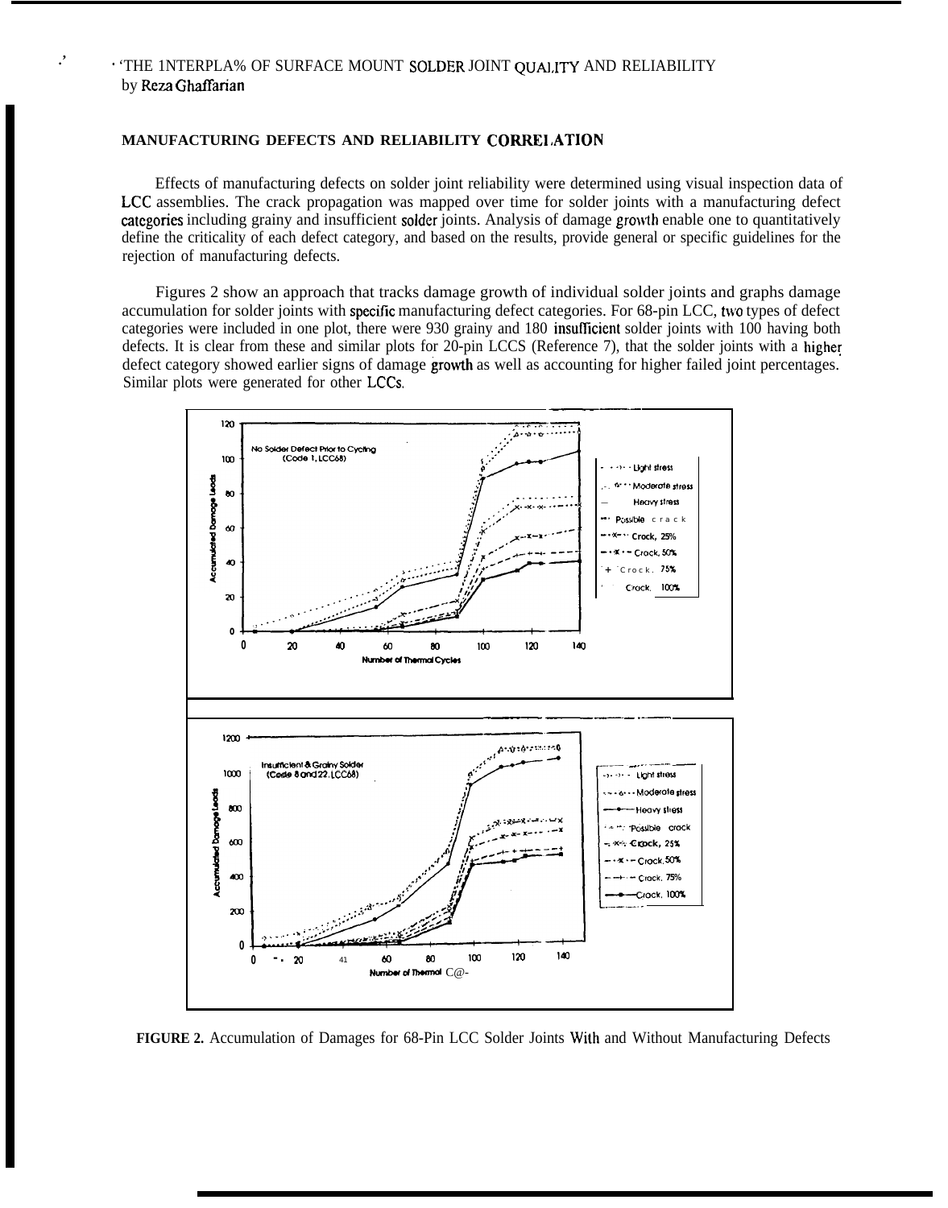## MANUFACTURING DEFECTS AND RELIABILITY CORRELATION

Effects of manufacturing defects on solder joint reliability were determined using visual inspection data of LCC assemblies. The crack propagation was mapped over time for solder joints with a manufacturing defect categories including grainy and insufficient solder joints. Analysis of damage growth enable one to quantitatively define the criticality of each defect category, and based on the results, provide general or specific guidelines for the rejection of manufacturing defects.

Figures 2 show an approach that tracks damage growth of individual solder joints and graphs damage accumulation for solder joints with specific manufacturing defect categories. For 68-pin LCC, two types of defect categories were included in one plot, there were 930 grainy and 180 insufficient solder joints with 100 having both defects. It is clear from these and similar plots for 20-pin LCCS (Reference 7), that the solder joints with a higher defect category showed earlier signs of damage growth as well as accounting for higher failed joint percentages. Similar plots were generated for other LCCs.

**FIGURE 2.** Accumulation of Damages for 68-Pin LCC Solder Joints With and Without Manufacturing Defects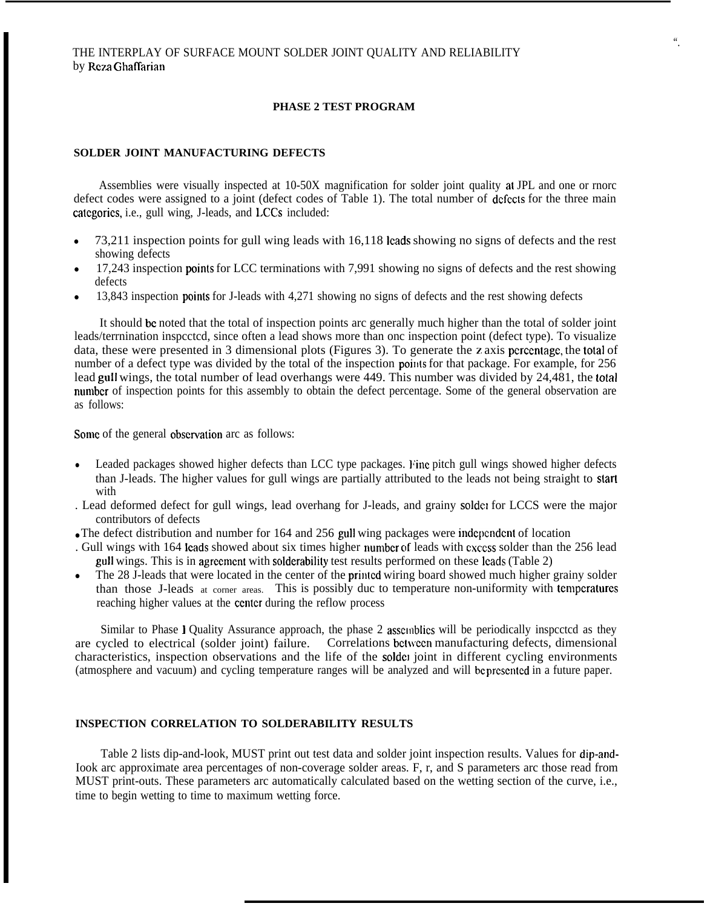THE INTERPLAY OF SURFACE MOUNT SOLDER JOINT QUALITY AND RELIABILITY
by Reza Ghaffarian

## PHASE 2 TEST PROGRAM

### SOLDER JOINT MANUFACTURING DEFECTS

Assemblies were visually inspected at 10-50X magnification for solder joint quality at JPL and one or more defect codes were assigned to a joint (defect codes of Table 1). The total number of defects for the three main categories, i.e., gull wing, J-leads, and LCCs included:

- 73,211 inspection points for gull wing leads with 16,118 leads showing no signs of defects and the rest showing defects
- 17,243 inspection points for LCC terminations with 7,991 showing no signs of defects and the rest showing defects
- 13,843 inspection points for J-leads with 4,271 showing no signs of defects and the rest showing defects

It should be noted that the total of inspection points are generally much higher than the total of solder joint leads/termination inspected, since often a lead shows more than one inspection point (defect type). To visualize data, these were presented in 3 dimensional plots (Figures 3). To generate the z axis percentage, the total of number of a defect type was divided by the total of the inspection points for that package. For example, for 256 lead gull wings, the total number of lead overhangs were 449. This number was divided by 24,481, the total number of inspection points for this assembly to obtain the defect percentage. Some of the general observation are as follows:

Some of the general observation are as follows:

- Leaded packages showed higher defects than LCC type packages. Fine pitch gull wings showed higher defects than J-leads. The higher values for gull wings are partially attributed to the leads not being straight to start with
- Lead deformed defect for gull wings, lead overhang for J-leads, and grainy solder for LCCS were the major contributors of defects
- The defect distribution and number for 164 and 256 gull wing packages were independent of location
- Gull wings with 164 leads showed about six times higher number of leads with excess solder than the 256 lead gull wings. This is in agreement with solderability test results performed on these leads (Table 2)
- The 28 J-leads that were located in the center of the printed wiring board showed much higher grainy solder than those J-leads at corner areas. This is possibly due to temperature non-uniformity with temperatures reaching higher values at the center during the reflow process

Similar to Phase I Quality Assurance approach, the phase 2 assemblies will be periodically inspected as they are cycled to electrical (solder joint) failure. Correlations between manufacturing defects, dimensional characteristics, inspection observations and the life of the solder joint in different cycling environments (atmosphere and vacuum) and cycling temperature ranges will be analyzed and will be presented in a future paper.

### INSPECTION CORRELATION TO SOLDERABILITY RESULTS

Table 2 lists dip-and-look, MUST print out test data and solder joint inspection results. Values for dip-and-look are approximate area percentages of non-coverage solder areas. F, r, and S parameters are those read from MUST print-outs. These parameters are automatically calculated based on the wetting section of the curve, i.e., time to begin wetting to time to maximum wetting force.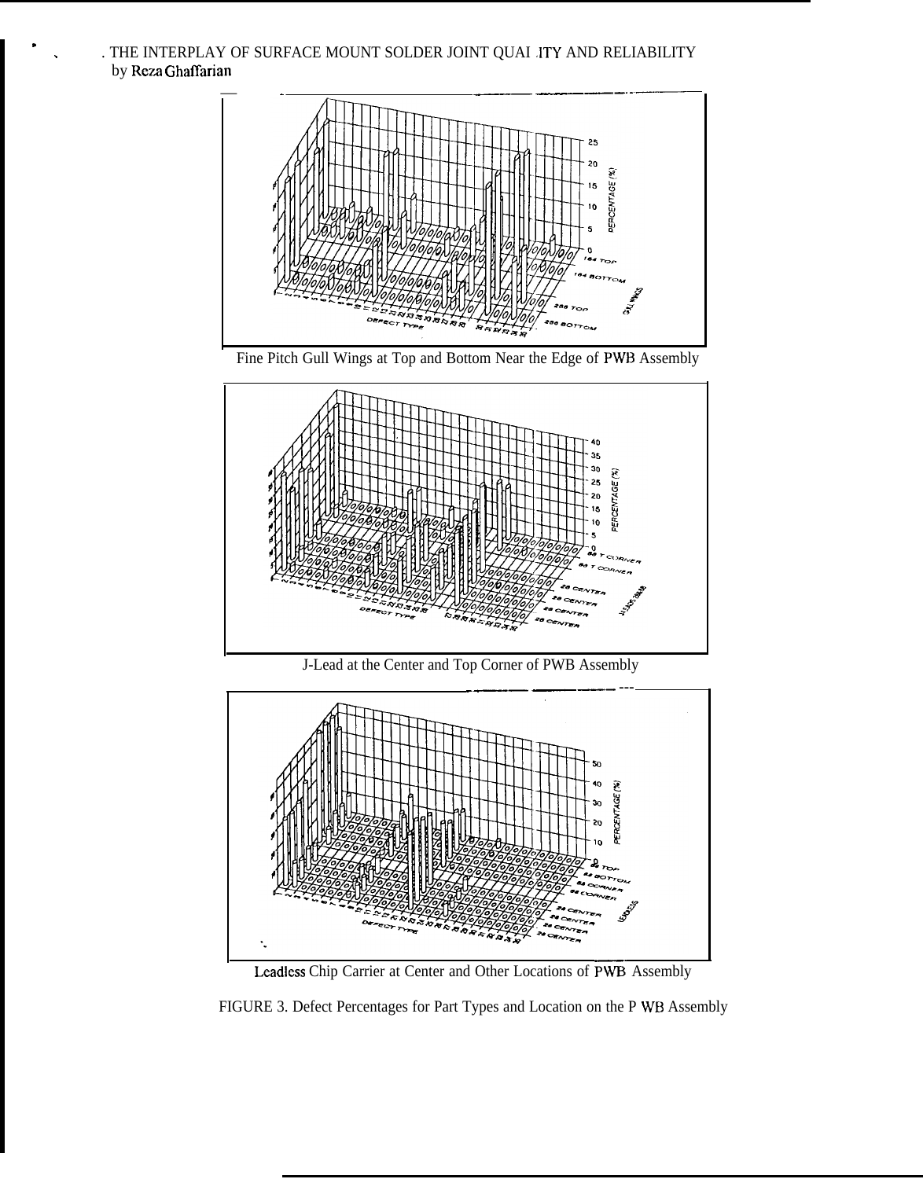Fine Pitch Gull Wings at Top and Bottom Near the Edge of PWB Assembly

J-Lead at the Center and Top Corner of PWB Assembly

Leadless Chip Carrier at Center and Other Locations of PWB Assembly

FIGURE 3. Defect Percentages for Part Types and Location on the PWB Assembly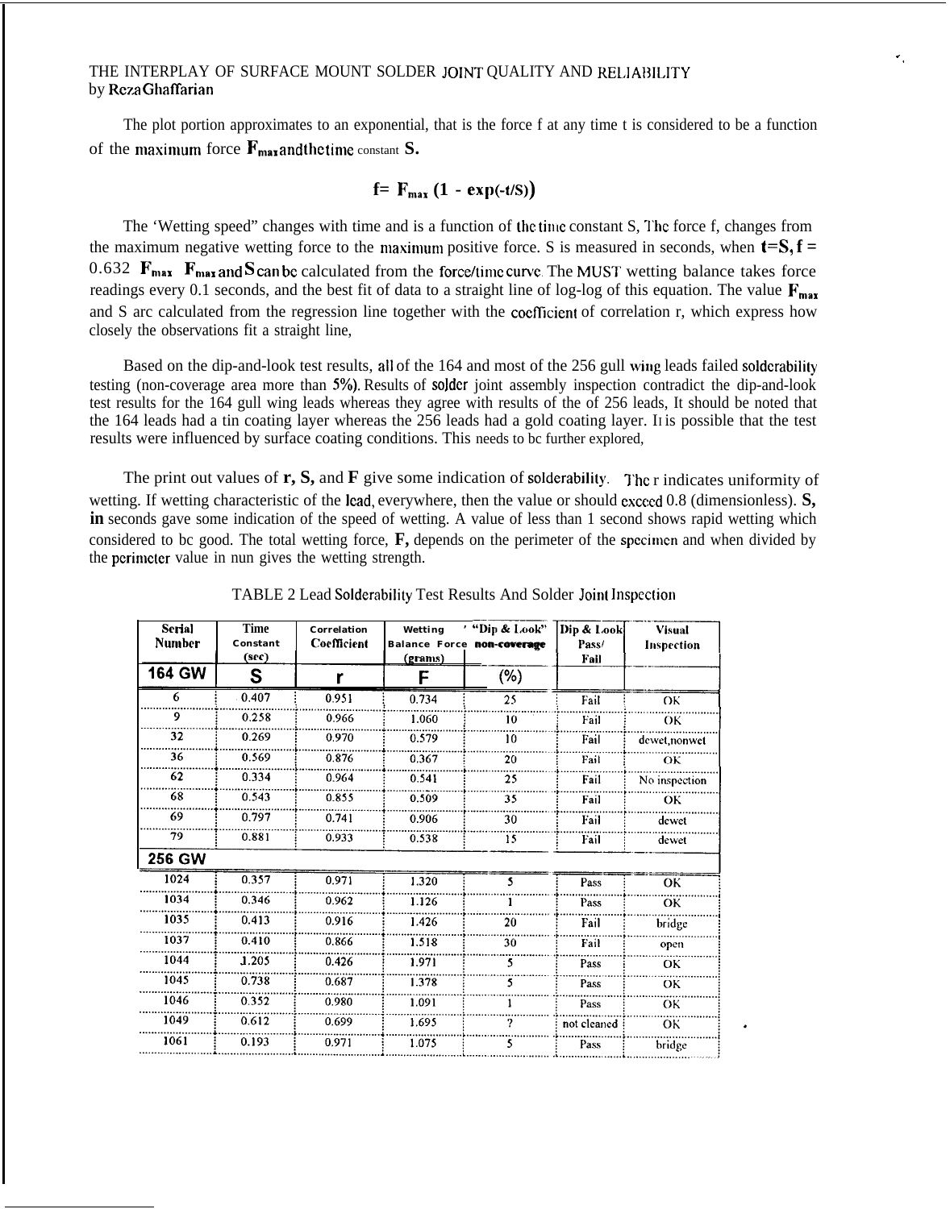THE INTERPLAY OF SURFACE MOUNT SOLDER JOINT QUALITY AND RELIABILITY
by Reza Ghaffarian

The plot portion approximates to an exponential, that is the force f at any time t is considered to be a function of the maximum force $F_{max}$ and the time constant S.

$$f = F_{max} (1 - \exp(-t/S))$$

The 'Wetting speed" changes with time and is a function of the time constant S, The force f, changes from the maximum negative wetting force to the maximum positive force. S is measured in seconds, when $t=S$, $f = 0.632\ F_{max}$. $F_{max}$ and S can be calculated from the force/time curve. The MUST wetting balance takes force readings every 0.1 seconds, and the best fit of data to a straight line of log-log of this equation. The value $F_{max}$ and S are calculated from the regression line together with the coefficient of correlation r, which express how closely the observations fit a straight line,

Based on the dip-and-look test results, all of the 164 and most of the 256 gull wing leads failed solderability testing (non-coverage area more than 5%). Results of solder joint assembly inspection contradict the dip-and-look test results for the 164 gull wing leads whereas they agree with results of the of 256 leads, It should be noted that the 164 leads had a tin coating layer whereas the 256 leads had a gold coating layer. It is possible that the test results were influenced by surface coating conditions. This needs to be further explored,

The print out values of **r, S,** and **F** give some indication of solderability. The r indicates uniformity of wetting. If wetting characteristic of the lead, everywhere, then the value or should exceed 0.8 (dimensionless). **S, in** seconds gave some indication of the speed of wetting. A value of less than 1 second shows rapid wetting which considered to be good. The total wetting force, **F,** depends on the perimeter of the specimen and when divided by the perimeter value in nun gives the wetting strength.

TABLE 2 Lead Solderability Test Results And Solder Joint Inspection

| Serial Number | Time Constant (sec) | Correlation Coefficient | Wetting Balance Force (grams) | "Dip & Look" non-coverage | Dip & Look Pass/ Fail | Visual Inspection |
|---|---|---|---|---|---|---|
| **164 GW** | **S** | **r** | **F** | **(%)** | | |
| 6 | 0.407 | 0.951 | 0.734 | 25 | Fail | OK |
| 9 | 0.258 | 0.966 | 1.060 | 10 | Fail | OK |
| 32 | 0.269 | 0.970 | 0.579 | 10 | Fail | dewet,nonwet |
| 36 | 0.569 | 0.876 | 0.367 | 20 | Fail | OK |
| 62 | 0.334 | 0.964 | 0.541 | 25 | Fail | No inspection |
| 68 | 0.543 | 0.855 | 0.509 | 35 | Fail | OK |
| 69 | 0.797 | 0.741 | 0.906 | 30 | Fail | dewet |
| 79 | 0.881 | 0.933 | 0.538 | 15 | Fail | dewet |
| **256 GW** | | | | | | |
| 1024 | 0.357 | 0.971 | 1.320 | 5 | Pass | OK |
| 1034 | 0.346 | 0.962 | 1.126 | 1 | Pass | OK |
| 1035 | 0.413 | 0.916 | 1.426 | 20 | Fail | bridge |
| 1037 | 0.410 | 0.866 | 1.518 | 30 | Fail | open |
| 1044 | 1.205 | 0.426 | 1.971 | 5 | Pass | OK |
| 1045 | 0.738 | 0.687 | 1.378 | 5 | Pass | OK |
| 1046 | 0.352 | 0.980 | 1.091 | 1 | Pass | OK |
| 1049 | 0.612 | 0.699 | 1.695 | ? | not cleaned | OK |
| 1061 | 0.193 | 0.971 | 1.075 | 5 | Pass | bridge |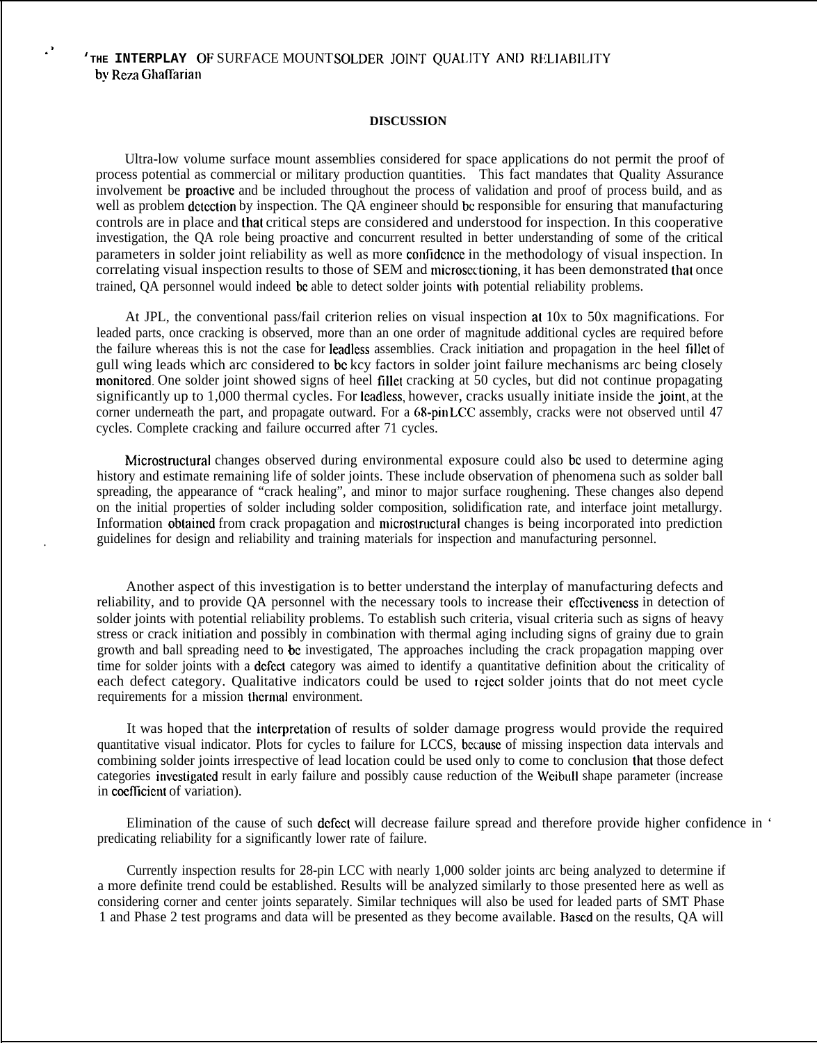'THE INTERPLAY OF SURFACE MOUNT SOLDER JOINT QUALITY AND RELIABILITY
by Reza Ghaffarian

## DISCUSSION

Ultra-low volume surface mount assemblies considered for space applications do not permit the proof of process potential as commercial or military production quantities. This fact mandates that Quality Assurance involvement be proactive and be included throughout the process of validation and proof of process build, and as well as problem detection by inspection. The QA engineer should be responsible for ensuring that manufacturing controls are in place and that critical steps are considered and understood for inspection. In this cooperative investigation, the QA role being proactive and concurrent resulted in better understanding of some of the critical parameters in solder joint reliability as well as more confidence in the methodology of visual inspection. In correlating visual inspection results to those of SEM and microsectioning, it has been demonstrated that once trained, QA personnel would indeed be able to detect solder joints with potential reliability problems.

At JPL, the conventional pass/fail criterion relies on visual inspection at 10x to 50x magnifications. For leaded parts, once cracking is observed, more than an one order of magnitude additional cycles are required before the failure whereas this is not the case for leadless assemblies. Crack initiation and propagation in the heel fillet of gull wing leads which are considered to be key factors in solder joint failure mechanisms are being closely monitored. One solder joint showed signs of heel fillet cracking at 50 cycles, but did not continue propagating significantly up to 1,000 thermal cycles. For leadless, however, cracks usually initiate inside the joint, at the corner underneath the part, and propagate outward. For a 68-pin LCC assembly, cracks were not observed until 47 cycles. Complete cracking and failure occurred after 71 cycles.

Microstructural changes observed during environmental exposure could also be used to determine aging history and estimate remaining life of solder joints. These include observation of phenomena such as solder ball spreading, the appearance of "crack healing", and minor to major surface roughening. These changes also depend on the initial properties of solder including solder composition, solidification rate, and interface joint metallurgy. Information obtained from crack propagation and microstructural changes is being incorporated into prediction guidelines for design and reliability and training materials for inspection and manufacturing personnel.

Another aspect of this investigation is to better understand the interplay of manufacturing defects and reliability, and to provide QA personnel with the necessary tools to increase their effectiveness in detection of solder joints with potential reliability problems. To establish such criteria, visual criteria such as signs of heavy stress or crack initiation and possibly in combination with thermal aging including signs of grainy due to grain growth and ball spreading need to be investigated, The approaches including the crack propagation mapping over time for solder joints with a defect category was aimed to identify a quantitative definition about the criticality of each defect category. Qualitative indicators could be used to reject solder joints that do not meet cycle requirements for a mission thermal environment.

It was hoped that the interpretation of results of solder damage progress would provide the required quantitative visual indicator. Plots for cycles to failure for LCCS, because of missing inspection data intervals and combining solder joints irrespective of lead location could be used only to come to conclusion that those defect categories investigated result in early failure and possibly cause reduction of the Weibull shape parameter (increase in coefficient of variation).

Elimination of the cause of such defect will decrease failure spread and therefore provide higher confidence in predicating reliability for a significantly lower rate of failure.

Currently inspection results for 28-pin LCC with nearly 1,000 solder joints are being analyzed to determine if a more definite trend could be established. Results will be analyzed similarly to those presented here as well as considering corner and center joints separately. Similar techniques will also be used for leaded parts of SMT Phase 1 and Phase 2 test programs and data will be presented as they become available. Based on the results, QA will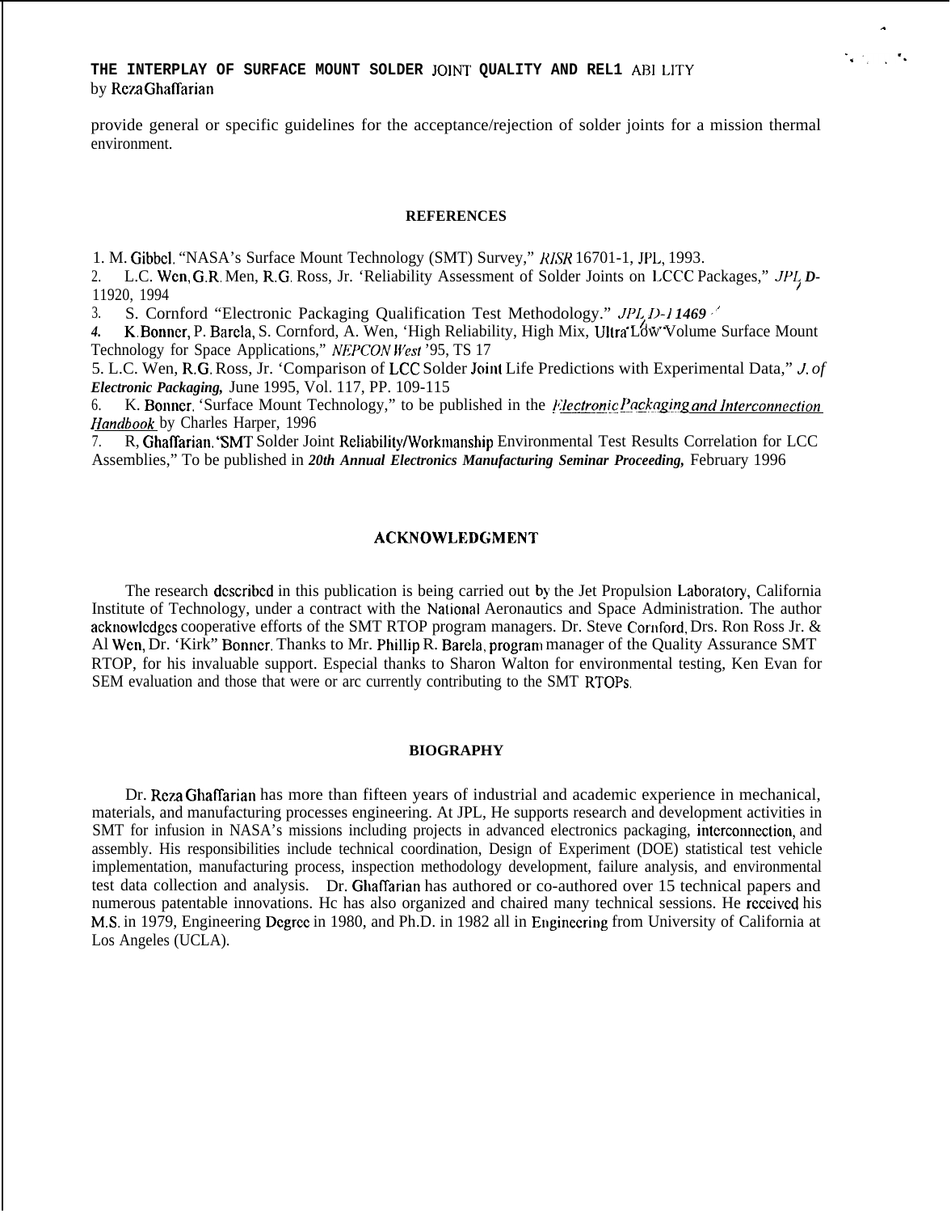provide general or specific guidelines for the acceptance/rejection of solder joints for a mission thermal environment.

## REFERENCES

1. M. Gibbel. "NASA's Surface Mount Technology (SMT) Survey," *RISR* 16701-1, JPL, 1993.
2. L.C. Wen, G.R. Men, R.G. Ross, Jr. 'Reliability Assessment of Solder Joints on LCCC Packages," *JPL D-*11920, 1994
3. S. Cornford "Electronic Packaging Qualification Test Methodology." *JPL D-1 1469*
4. K. Bonner, P. Barela, S. Cornford, A. Wen, 'High Reliability, High Mix, Ultra Low Volume Surface Mount Technology for Space Applications," *NEPCON West* '95, TS 17
5. L.C. Wen, R.G. Ross, Jr. 'Comparison of LCC Solder Joint Life Predictions with Experimental Data," *J. of Electronic Packaging,* June 1995, Vol. 117, PP. 109-115
6. K. Bonner. 'Surface Mount Technology," to be published in the *Electronic Packaging and Interconnection Handbook* by Charles Harper, 1996
7. R, Ghaffarian. 'SMT Solder Joint Reliability/Workmanship Environmental Test Results Correlation for LCC Assemblies," To be published in ***20th Annual Electronics Manufacturing Seminar Proceeding,*** February 1996

## ACKNOWLEDGMENT

The research described in this publication is being carried out by the Jet Propulsion Laboratory, California Institute of Technology, under a contract with the National Aeronautics and Space Administration. The author acknowledges cooperative efforts of the SMT RTOP program managers. Dr. Steve Cornford, Drs. Ron Ross Jr. & Al Wen, Dr. 'Kirk" Bonner. Thanks to Mr. Phillip R. Barela, program manager of the Quality Assurance SMT RTOP, for his invaluable support. Especial thanks to Sharon Walton for environmental testing, Ken Evan for SEM evaluation and those that were or arc currently contributing to the SMT RTOPs.

## BIOGRAPHY

Dr. Reza Ghaffarian has more than fifteen years of industrial and academic experience in mechanical, materials, and manufacturing processes engineering. At JPL, He supports research and development activities in SMT for infusion in NASA's missions including projects in advanced electronics packaging, interconnection, and assembly. His responsibilities include technical coordination, Design of Experiment (DOE) statistical test vehicle implementation, manufacturing process, inspection methodology development, failure analysis, and environmental test data collection and analysis. Dr. Ghaffarian has authored or co-authored over 15 technical papers and numerous patentable innovations. Hc has also organized and chaired many technical sessions. He received his M.S. in 1979, Engineering Degree in 1980, and Ph.D. in 1982 all in Engineering from University of California at Los Angeles (UCLA).